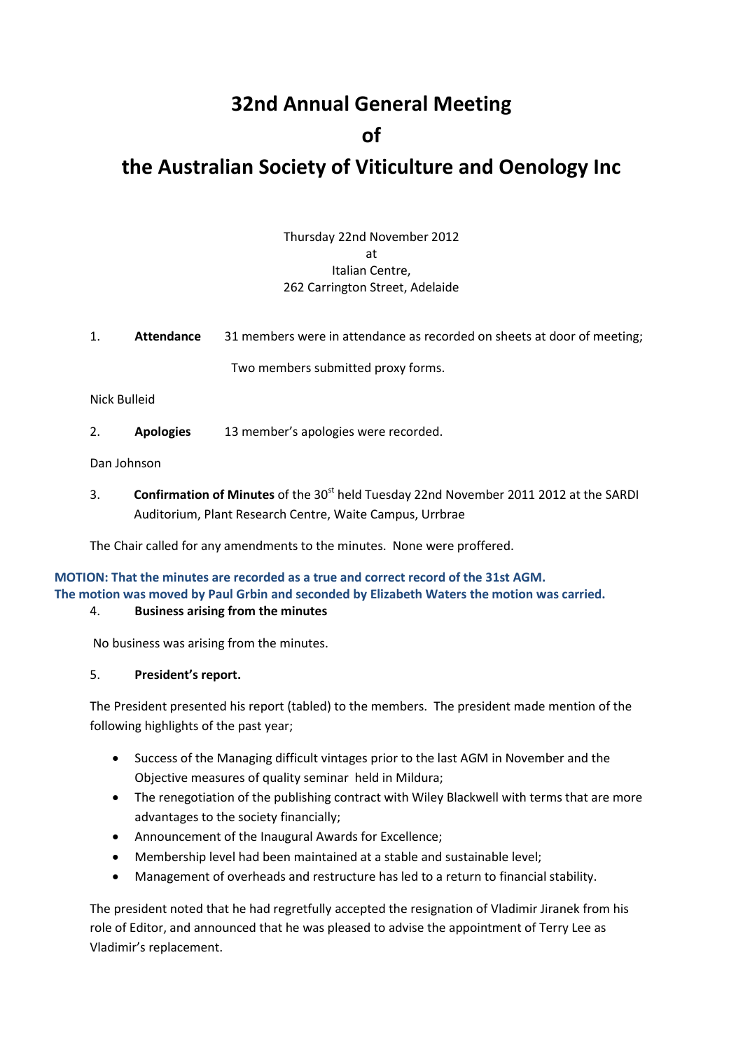# 32nd Annual General Meeting

# of

# the Australian Society of Viticulture and Oenology Inc

Thursday 22nd November 2012
at
Italian Centre,
262 Carrington Street, Adelaide

1. **Attendance** 31 members were in attendance as recorded on sheets at door of meeting;

   Two members submitted proxy forms.

Nick Bulleid

2. **Apologies** 13 member's apologies were recorded.

Dan Johnson

3. **Confirmation of Minutes** of the 30st held Tuesday 22nd November 2011 2012 at the SARDI Auditorium, Plant Research Centre, Waite Campus, Urrbrae

The Chair called for any amendments to the minutes. None were proffered.

**MOTION: That the minutes are recorded as a true and correct record of the 31st AGM.**
**The motion was moved by Paul Grbin and seconded by Elizabeth Waters the motion was carried.**

4. **Business arising from the minutes**

No business was arising from the minutes.

5. **President's report.**

The President presented his report (tabled) to the members. The president made mention of the following highlights of the past year;

- Success of the Managing difficult vintages prior to the last AGM in November and the Objective measures of quality seminar held in Mildura;
- The renegotiation of the publishing contract with Wiley Blackwell with terms that are more advantages to the society financially;
- Announcement of the Inaugural Awards for Excellence;
- Membership level had been maintained at a stable and sustainable level;
- Management of overheads and restructure has led to a return to financial stability.

The president noted that he had regretfully accepted the resignation of Vladimir Jiranek from his role of Editor, and announced that he was pleased to advise the appointment of Terry Lee as Vladimir's replacement.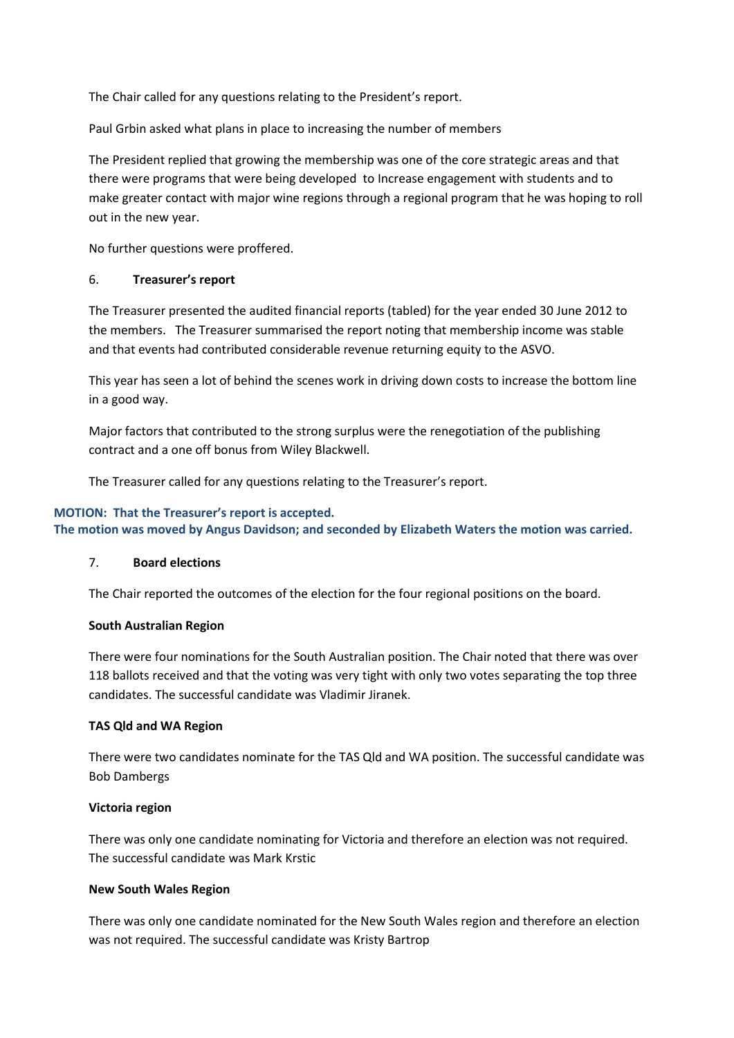The Chair called for any questions relating to the President's report.

Paul Grbin asked what plans in place to increasing the number of members

The President replied that growing the membership was one of the core strategic areas and that there were programs that were being developed to Increase engagement with students and to make greater contact with major wine regions through a regional program that he was hoping to roll out in the new year.

No further questions were proffered.

## 6. Treasurer's report

The Treasurer presented the audited financial reports (tabled) for the year ended 30 June 2012 to the members. The Treasurer summarised the report noting that membership income was stable and that events had contributed considerable revenue returning equity to the ASVO.

This year has seen a lot of behind the scenes work in driving down costs to increase the bottom line in a good way.

Major factors that contributed to the strong surplus were the renegotiation of the publishing contract and a one off bonus from Wiley Blackwell.

The Treasurer called for any questions relating to the Treasurer's report.

**MOTION: That the Treasurer's report is accepted.**
**The motion was moved by Angus Davidson; and seconded by Elizabeth Waters the motion was carried.**

## 7. Board elections

The Chair reported the outcomes of the election for the four regional positions on the board.

**South Australian Region**

There were four nominations for the South Australian position. The Chair noted that there was over 118 ballots received and that the voting was very tight with only two votes separating the top three candidates. The successful candidate was Vladimir Jiranek.

**TAS Qld and WA Region**

There were two candidates nominate for the TAS Qld and WA position. The successful candidate was Bob Dambergs

**Victoria region**

There was only one candidate nominating for Victoria and therefore an election was not required. The successful candidate was Mark Krstic

**New South Wales Region**

There was only one candidate nominated for the New South Wales region and therefore an election was not required. The successful candidate was Kristy Bartrop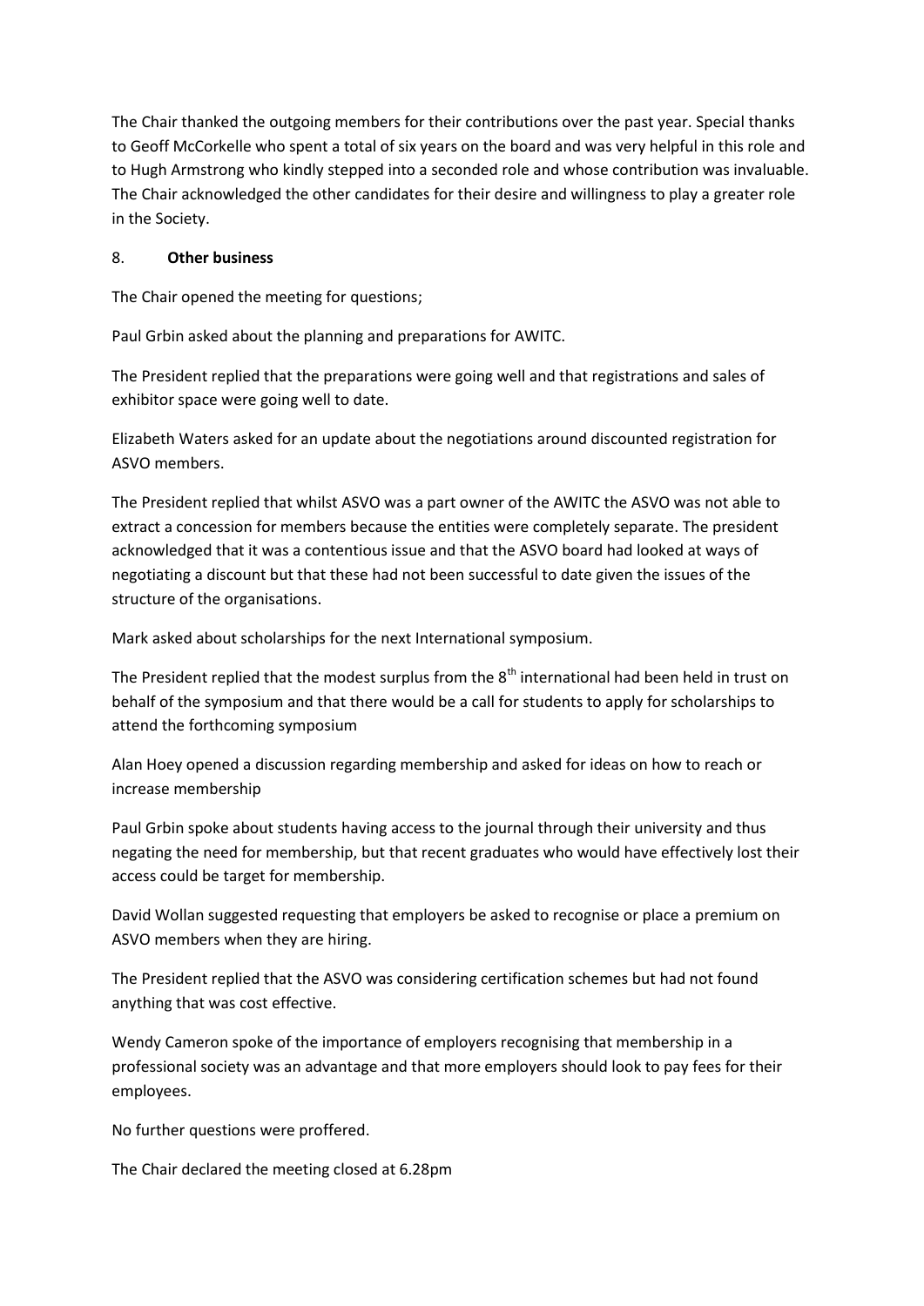The Chair thanked the outgoing members for their contributions over the past year. Special thanks to Geoff McCorkelle who spent a total of six years on the board and was very helpful in this role and to Hugh Armstrong who kindly stepped into a seconded role and whose contribution was invaluable. The Chair acknowledged the other candidates for their desire and willingness to play a greater role in the Society.

8. **Other business**

The Chair opened the meeting for questions;

Paul Grbin asked about the planning and preparations for AWITC.

The President replied that the preparations were going well and that registrations and sales of exhibitor space were going well to date.

Elizabeth Waters asked for an update about the negotiations around discounted registration for ASVO members.

The President replied that whilst ASVO was a part owner of the AWITC the ASVO was not able to extract a concession for members because the entities were completely separate. The president acknowledged that it was a contentious issue and that the ASVO board had looked at ways of negotiating a discount but that these had not been successful to date given the issues of the structure of the organisations.

Mark asked about scholarships for the next International symposium.

The President replied that the modest surplus from the 8th international had been held in trust on behalf of the symposium and that there would be a call for students to apply for scholarships to attend the forthcoming symposium

Alan Hoey opened a discussion regarding membership and asked for ideas on how to reach or increase membership

Paul Grbin spoke about students having access to the journal through their university and thus negating the need for membership, but that recent graduates who would have effectively lost their access could be target for membership.

David Wollan suggested requesting that employers be asked to recognise or place a premium on ASVO members when they are hiring.

The President replied that the ASVO was considering certification schemes but had not found anything that was cost effective.

Wendy Cameron spoke of the importance of employers recognising that membership in a professional society was an advantage and that more employers should look to pay fees for their employees.

No further questions were proffered.

The Chair declared the meeting closed at 6.28pm